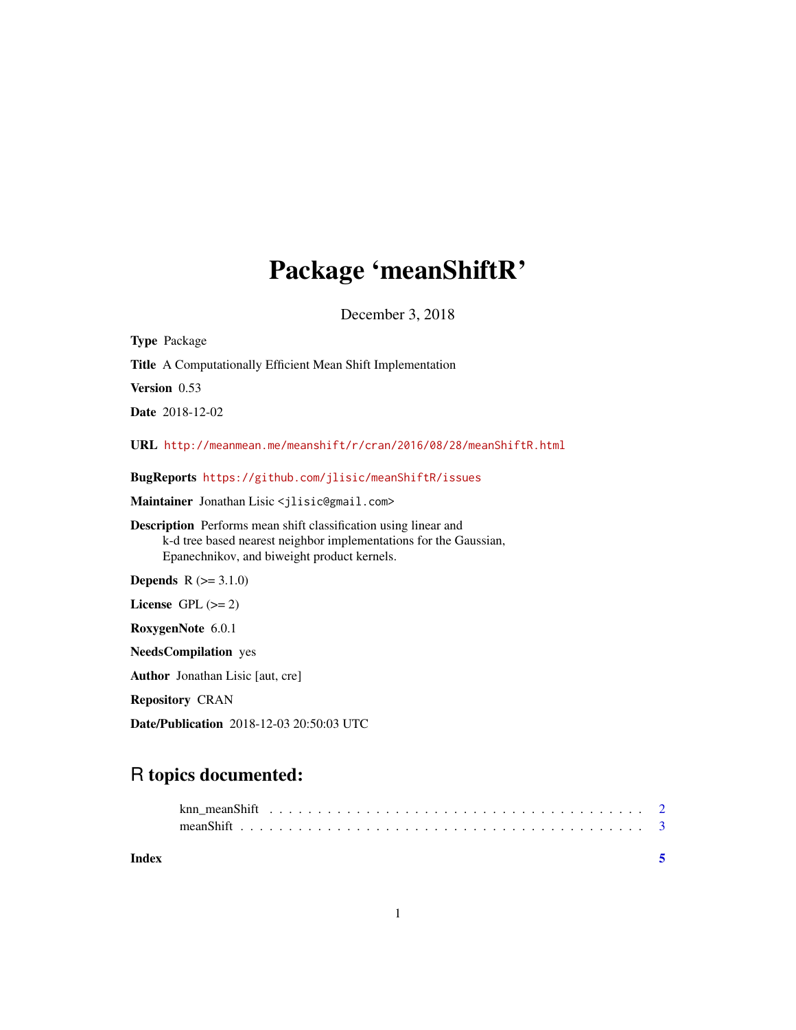# Package 'meanShiftR'

December 3, 2018

**Type** Package

**Title** A Computationally Efficient Mean Shift Implementation

**Version** 0.53

**Date** 2018-12-02

**URL** http://meanmean.me/meanshift/r/cran/2016/08/28/meanShiftR.html

**BugReports** https://github.com/jlisic/meanShiftR/issues

**Maintainer** Jonathan Lisic <jlisic@gmail.com>

**Description** Performs mean shift classification using linear and k-d tree based nearest neighbor implementations for the Gaussian, Epanechnikov, and biweight product kernels.

**Depends** R (>= 3.1.0)

**License** GPL (>= 2)

**RoxygenNote** 6.0.1

**NeedsCompilation** yes

**Author** Jonathan Lisic [aut, cre]

**Repository** CRAN

**Date/Publication** 2018-12-03 20:50:03 UTC

## R topics documented:

knn_meanShift . . . . . . . . . . . . . . . . . . . . . . . . . . . . . . . . . . . . . . 2
meanShift . . . . . . . . . . . . . . . . . . . . . . . . . . . . . . . . . . . . . . . . 3

**Index** **5**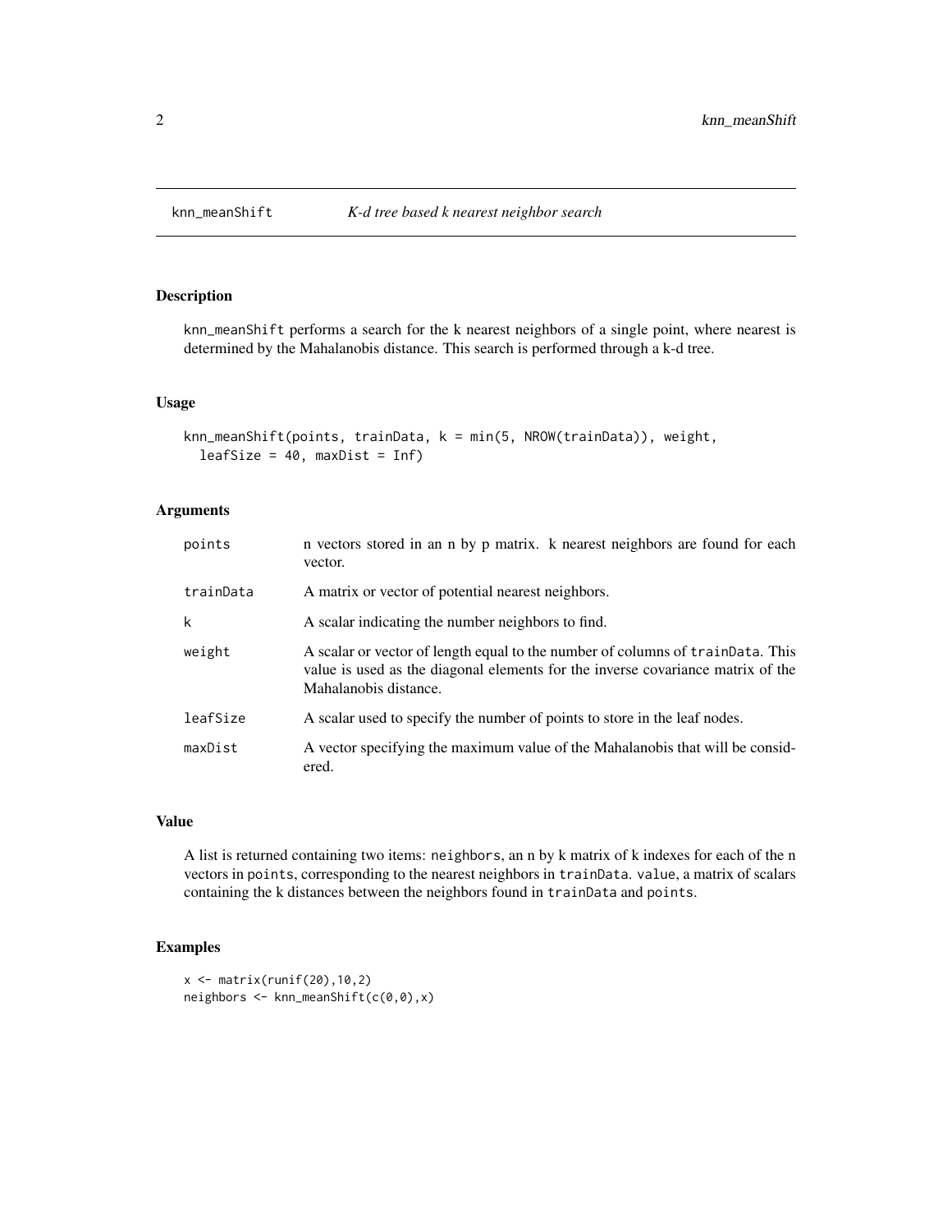# knn_meanShift — *K-d tree based k nearest neighbor search*

## Description

knn_meanShift performs a search for the k nearest neighbors of a single point, where nearest is determined by the Mahalanobis distance. This search is performed through a k-d tree.

## Usage

```
knn_meanShift(points, trainData, k = min(5, NROW(trainData)), weight,
  leafSize = 40, maxDist = Inf)
```

## Arguments

| | |
|---|---|
| points | n vectors stored in an n by p matrix. k nearest neighbors are found for each vector. |
| trainData | A matrix or vector of potential nearest neighbors. |
| k | A scalar indicating the number neighbors to find. |
| weight | A scalar or vector of length equal to the number of columns of trainData. This value is used as the diagonal elements for the inverse covariance matrix of the Mahalanobis distance. |
| leafSize | A scalar used to specify the number of points to store in the leaf nodes. |
| maxDist | A vector specifying the maximum value of the Mahalanobis that will be considered. |

## Value

A list is returned containing two items: neighbors, an n by k matrix of k indexes for each of the n vectors in points, corresponding to the nearest neighbors in trainData. value, a matrix of scalars containing the k distances between the neighbors found in trainData and points.

## Examples

```
x <- matrix(runif(20),10,2)
neighbors <- knn_meanShift(c(0,0),x)
```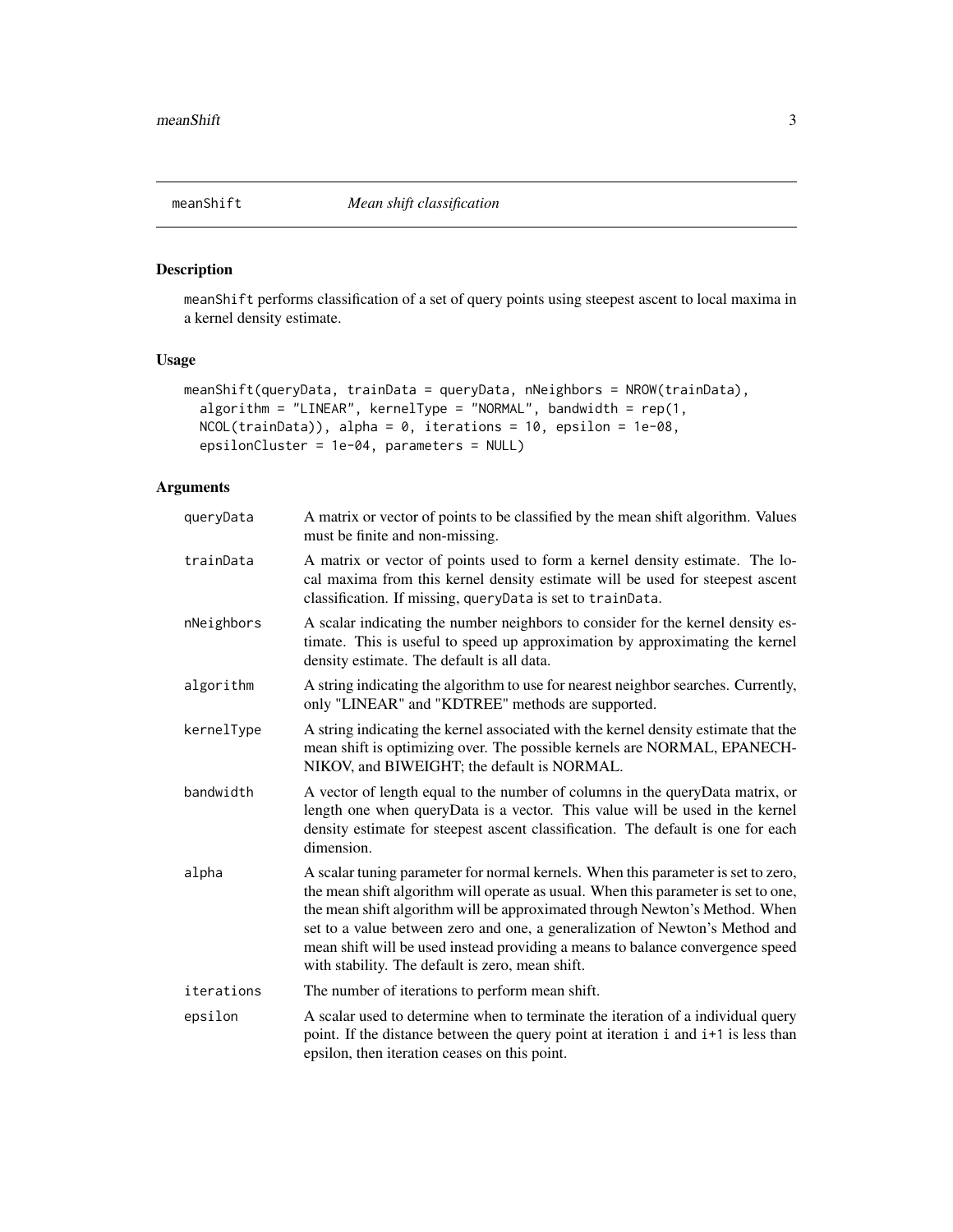# meanShift — *Mean shift classification*

## Description

`meanShift` performs classification of a set of query points using steepest ascent to local maxima in a kernel density estimate.

## Usage

```
meanShift(queryData, trainData = queryData, nNeighbors = NROW(trainData),
  algorithm = "LINEAR", kernelType = "NORMAL", bandwidth = rep(1,
  NCOL(trainData)), alpha = 0, iterations = 10, epsilon = 1e-08,
  epsilonCluster = 1e-04, parameters = NULL)
```

## Arguments

| Argument | Description |
|---|---|
| `queryData` | A matrix or vector of points to be classified by the mean shift algorithm. Values must be finite and non-missing. |
| `trainData` | A matrix or vector of points used to form a kernel density estimate. The local maxima from this kernel density estimate will be used for steepest ascent classification. If missing, `queryData` is set to `trainData`. |
| `nNeighbors` | A scalar indicating the number neighbors to consider for the kernel density estimate. This is useful to speed up approximation by approximating the kernel density estimate. The default is all data. |
| `algorithm` | A string indicating the algorithm to use for nearest neighbor searches. Currently, only "LINEAR" and "KDTREE" methods are supported. |
| `kernelType` | A string indicating the kernel associated with the kernel density estimate that the mean shift is optimizing over. The possible kernels are NORMAL, EPANECHNIKOV, and BIWEIGHT; the default is NORMAL. |
| `bandwidth` | A vector of length equal to the number of columns in the queryData matrix, or length one when queryData is a vector. This value will be used in the kernel density estimate for steepest ascent classification. The default is one for each dimension. |
| `alpha` | A scalar tuning parameter for normal kernels. When this parameter is set to zero, the mean shift algorithm will operate as usual. When this parameter is set to one, the mean shift algorithm will be approximated through Newton's Method. When set to a value between zero and one, a generalization of Newton's Method and mean shift will be used instead providing a means to balance convergence speed with stability. The default is zero, mean shift. |
| `iterations` | The number of iterations to perform mean shift. |
| `epsilon` | A scalar used to determine when to terminate the iteration of a individual query point. If the distance between the query point at iteration `i` and `i+1` is less than epsilon, then iteration ceases on this point. |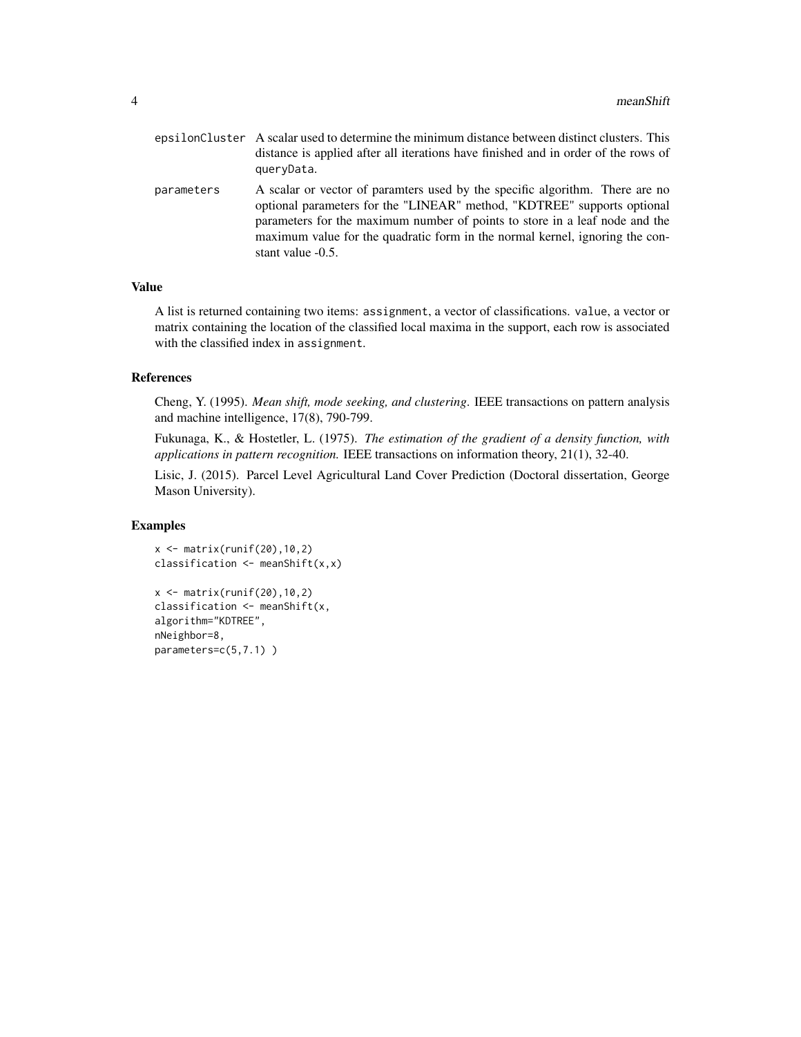| | |
|---|---|
| `epsilonCluster` | A scalar used to determine the minimum distance between distinct clusters. This distance is applied after all iterations have finished and in order of the rows of `queryData`. |
| `parameters` | A scalar or vector of paramters used by the specific algorithm. There are no optional parameters for the "LINEAR" method, "KDTREE" supports optional parameters for the maximum number of points to store in a leaf node and the maximum value for the quadratic form in the normal kernel, ignoring the constant value -0.5. |

## Value

A list is returned containing two items: `assignment`, a vector of classifications. `value`, a vector or matrix containing the location of the classified local maxima in the support, each row is associated with the classified index in `assignment`.

## References

Cheng, Y. (1995). *Mean shift, mode seeking, and clustering*. IEEE transactions on pattern analysis and machine intelligence, 17(8), 790-799.

Fukunaga, K., & Hostetler, L. (1975). *The estimation of the gradient of a density function, with applications in pattern recognition.* IEEE transactions on information theory, 21(1), 32-40.

Lisic, J. (2015). Parcel Level Agricultural Land Cover Prediction (Doctoral dissertation, George Mason University).

## Examples

```
x <- matrix(runif(20),10,2)
classification <- meanShift(x,x)

x <- matrix(runif(20),10,2)
classification <- meanShift(x,
algorithm="KDTREE",
nNeighbor=8,
parameters=c(5,7.1) )
```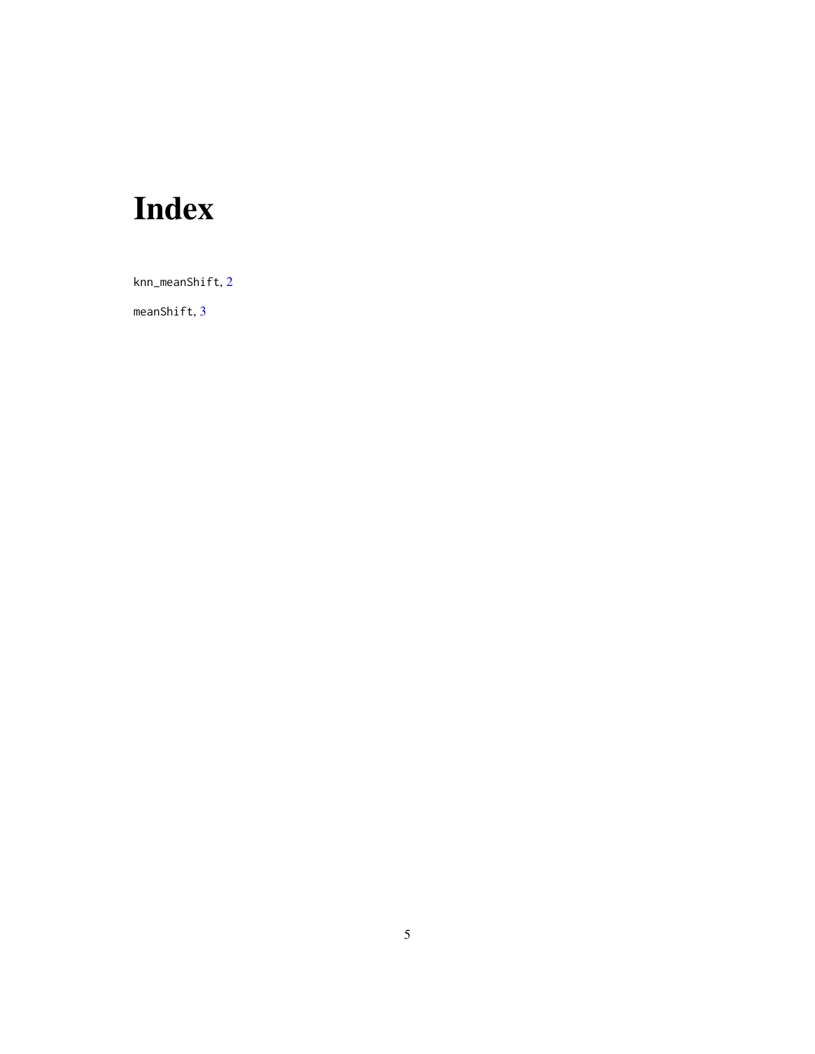# Index

knn_meanShift, 2

meanShift, 3